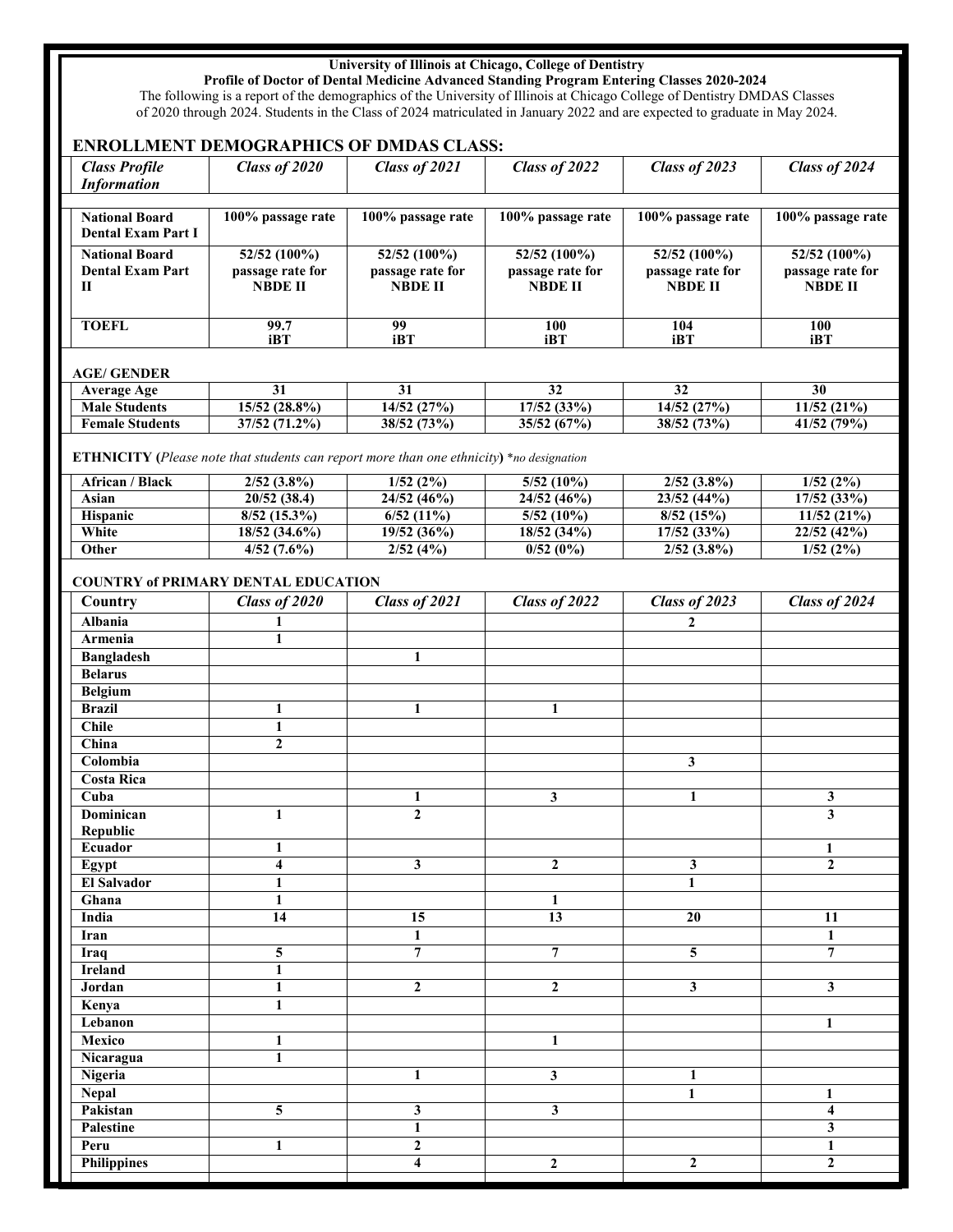**University of Illinois at Chicago, College of Dentistry**
**Profile of Doctor of Dental Medicine Advanced Standing Program Entering Classes 2020-2024**

The following is a report of the demographics of the University of Illinois at Chicago College of Dentistry DMDAS Classes of 2020 through 2024. Students in the Class of 2024 matriculated in January 2022 and are expected to graduate in May 2024.

## ENROLLMENT DEMOGRAPHICS OF DMDAS CLASS:

| *Class Profile Information* | *Class of 2020* | *Class of 2021* | *Class of 2022* | *Class of 2023* | *Class of 2024* |
|---|---|---|---|---|---|
| **National Board Dental Exam Part I** | **100% passage rate** | **100% passage rate** | **100% passage rate** | **100% passage rate** | **100% passage rate** |
| **National Board Dental Exam Part II** | **52/52 (100%) passage rate for NBDE II** | **52/52 (100%) passage rate for NBDE II** | **52/52 (100%) passage rate for NBDE II** | **52/52 (100%) passage rate for NBDE II** | **52/52 (100%) passage rate for NBDE II** |
| **TOEFL** | **99.7 iBT** | **99 iBT** | **100 iBT** | **104 iBT** | **100 iBT** |

**AGE/ GENDER**

| | | | | | |
|---|---|---|---|---|---|
| **Average Age** | **31** | **31** | **32** | **32** | **30** |
| **Male Students** | **15/52 (28.8%)** | **14/52 (27%)** | **17/52 (33%)** | **14/52 (27%)** | **11/52 (21%)** |
| **Female Students** | **37/52 (71.2%)** | **38/52 (73%)** | **35/52 (67%)** | **38/52 (73%)** | **41/52 (79%)** |

**ETHNICITY (*Please note that students can report more than one ethnicity*)** **no designation*

| | | | | | |
|---|---|---|---|---|---|
| **African / Black** | **2/52 (3.8%)** | **1/52 (2%)** | **5/52 (10%)** | **2/52 (3.8%)** | **1/52 (2%)** |
| **Asian** | **20/52 (38.4)** | **24/52 (46%)** | **24/52 (46%)** | **23/52 (44%)** | **17/52 (33%)** |
| **Hispanic** | **8/52 (15.3%)** | **6/52 (11%)** | **5/52 (10%)** | **8/52 (15%)** | **11/52 (21%)** |
| **White** | **18/52 (34.6%)** | **19/52 (36%)** | **18/52 (34%)** | **17/52 (33%)** | **22/52 (42%)** |
| **Other** | **4/52 (7.6%)** | **2/52 (4%)** | **0/52 (0%)** | **2/52 (3.8%)** | **1/52 (2%)** |

**COUNTRY of PRIMARY DENTAL EDUCATION**

| Country | *Class of 2020* | *Class of 2021* | *Class of 2022* | *Class of 2023* | *Class of 2024* |
|---|---|---|---|---|---|
| **Albania** | **1** | | | **2** | |
| **Armenia** | **1** | | | | |
| **Bangladesh** | | **1** | | | |
| **Belarus** | | | | | |
| **Belgium** | | | | | |
| **Brazil** | **1** | **1** | **1** | | |
| **Chile** | **1** | | | | |
| **China** | **2** | | | | |
| **Colombia** | | | | **3** | |
| **Costa Rica** | | | | | |
| **Cuba** | | **1** | **3** | **1** | **3** |
| **Dominican Republic** | **1** | **2** | | | **3** |
| **Ecuador** | **1** | | | | **1** |
| **Egypt** | **4** | **3** | **2** | **3** | **2** |
| **El Salvador** | **1** | | | **1** | |
| **Ghana** | **1** | | **1** | | |
| **India** | **14** | **15** | **13** | **20** | **11** |
| **Iran** | | **1** | | | **1** |
| **Iraq** | **5** | **7** | **7** | **5** | **7** |
| **Ireland** | **1** | | | | |
| **Jordan** | **1** | **2** | **2** | **3** | **3** |
| **Kenya** | **1** | | | | |
| **Lebanon** | | | | | **1** |
| **Mexico** | **1** | | **1** | | |
| **Nicaragua** | **1** | | | | |
| **Nigeria** | | **1** | **3** | **1** | |
| **Nepal** | | | | **1** | **1** |
| **Pakistan** | **5** | **3** | **3** | | **4** |
| **Palestine** | | **1** | | | **3** |
| **Peru** | **1** | **2** | | | **1** |
| **Philippines** | | **4** | **2** | **2** | **2** |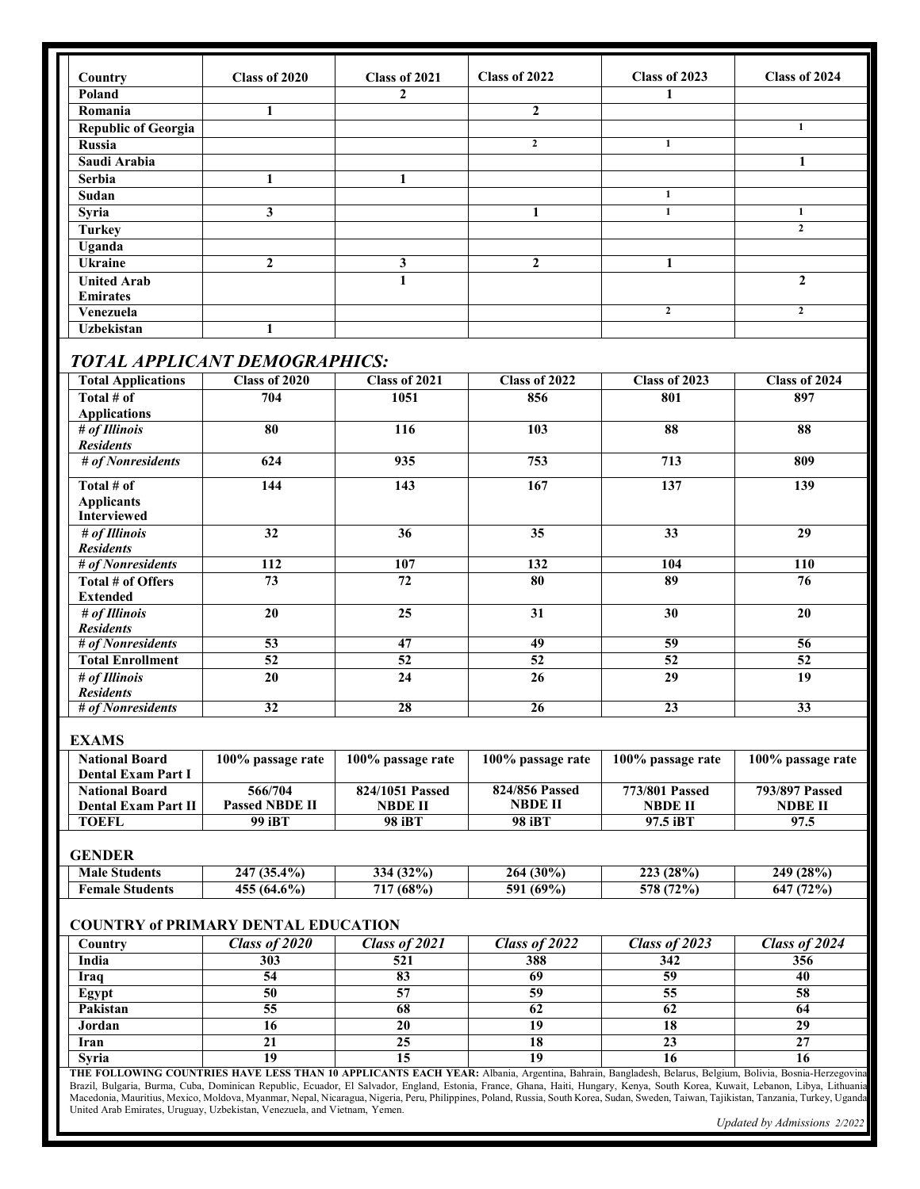| Country | Class of 2020 | Class of 2021 | Class of 2022 | Class of 2023 | Class of 2024 |
|---|---|---|---|---|---|
| Poland | | 2 | | 1 | |
| Romania | 1 | | 2 | | |
| Republic of Georgia | | | | | 1 |
| Russia | | | 2 | 1 | |
| Saudi Arabia | | | | | 1 |
| Serbia | 1 | 1 | | | |
| Sudan | | | | 1 | |
| Syria | 3 | | 1 | 1 | 1 |
| Turkey | | | | | 2 |
| Uganda | | | | | |
| Ukraine | 2 | 3 | 2 | 1 | |
| United Arab Emirates | | 1 | | | 2 |
| Venezuela | | | | 2 | 2 |
| Uzbekistan | 1 | | | | |

## *TOTAL APPLICANT DEMOGRAPHICS:*

| Total Applications | Class of 2020 | Class of 2021 | Class of 2022 | Class of 2023 | Class of 2024 |
|---|---|---|---|---|---|
| Total # of Applications | 704 | 1051 | 856 | 801 | 897 |
| *# of Illinois Residents* | 80 | 116 | 103 | 88 | 88 |
| *# of Nonresidents* | 624 | 935 | 753 | 713 | 809 |
| Total # of Applicants Interviewed | 144 | 143 | 167 | 137 | 139 |
| *# of Illinois Residents* | 32 | 36 | 35 | 33 | 29 |
| *# of Nonresidents* | 112 | 107 | 132 | 104 | 110 |
| Total # of Offers Extended | 73 | 72 | 80 | 89 | 76 |
| *# of Illinois Residents* | 20 | 25 | 31 | 30 | 20 |
| *# of Nonresidents* | 53 | 47 | 49 | 59 | 56 |
| Total Enrollment | 52 | 52 | 52 | 52 | 52 |
| *# of Illinois Residents* | 20 | 24 | 26 | 29 | 19 |
| *# of Nonresidents* | 32 | 28 | 26 | 23 | 33 |

### EXAMS

| | | | | | |
|---|---|---|---|---|---|
| National Board Dental Exam Part I | 100% passage rate | 100% passage rate | 100% passage rate | 100% passage rate | 100% passage rate |
| National Board Dental Exam Part II | 566/704 Passed NBDE II | 824/1051 Passed NBDE II | 824/856 Passed NBDE II | 773/801 Passed NBDE II | 793/897 Passed NDBE II |
| TOEFL | 99 iBT | 98 iBT | 98 iBT | 97.5 iBT | 97.5 |

### GENDER

| | | | | | |
|---|---|---|---|---|---|
| Male Students | 247 (35.4%) | 334 (32%) | 264 (30%) | 223 (28%) | 249 (28%) |
| Female Students | 455 (64.6%) | 717 (68%) | 591 (69%) | 578 (72%) | 647 (72%) |

### COUNTRY of PRIMARY DENTAL EDUCATION

| Country | *Class of 2020* | *Class of 2021* | *Class of 2022* | *Class of 2023* | *Class of 2024* |
|---|---|---|---|---|---|
| India | 303 | 521 | 388 | 342 | 356 |
| Iraq | 54 | 83 | 69 | 59 | 40 |
| Egypt | 50 | 57 | 59 | 55 | 58 |
| Pakistan | 55 | 68 | 62 | 62 | 64 |
| Jordan | 16 | 20 | 19 | 18 | 29 |
| Iran | 21 | 25 | 18 | 23 | 27 |
| Syria | 19 | 15 | 19 | 16 | 16 |

**THE FOLLOWING COUNTRIES HAVE LESS THAN 10 APPLICANTS EACH YEAR:** Albania, Argentina, Bahrain, Bangladesh, Belarus, Belgium, Bolivia, Bosnia-Herzegovina Brazil, Bulgaria, Burma, Cuba, Dominican Republic, Ecuador, El Salvador, England, Estonia, France, Ghana, Haiti, Hungary, Kenya, South Korea, Kuwait, Lebanon, Libya, Lithuania Macedonia, Mauritius, Mexico, Moldova, Myanmar, Nepal, Nicaragua, Nigeria, Peru, Philippines, Poland, Russia, South Korea, Sudan, Sweden, Taiwan, Tajikistan, Tanzania, Turkey, Uganda United Arab Emirates, Uruguay, Uzbekistan, Venezuela, and Vietnam, Yemen.

*Updated by Admissions 2/2022*